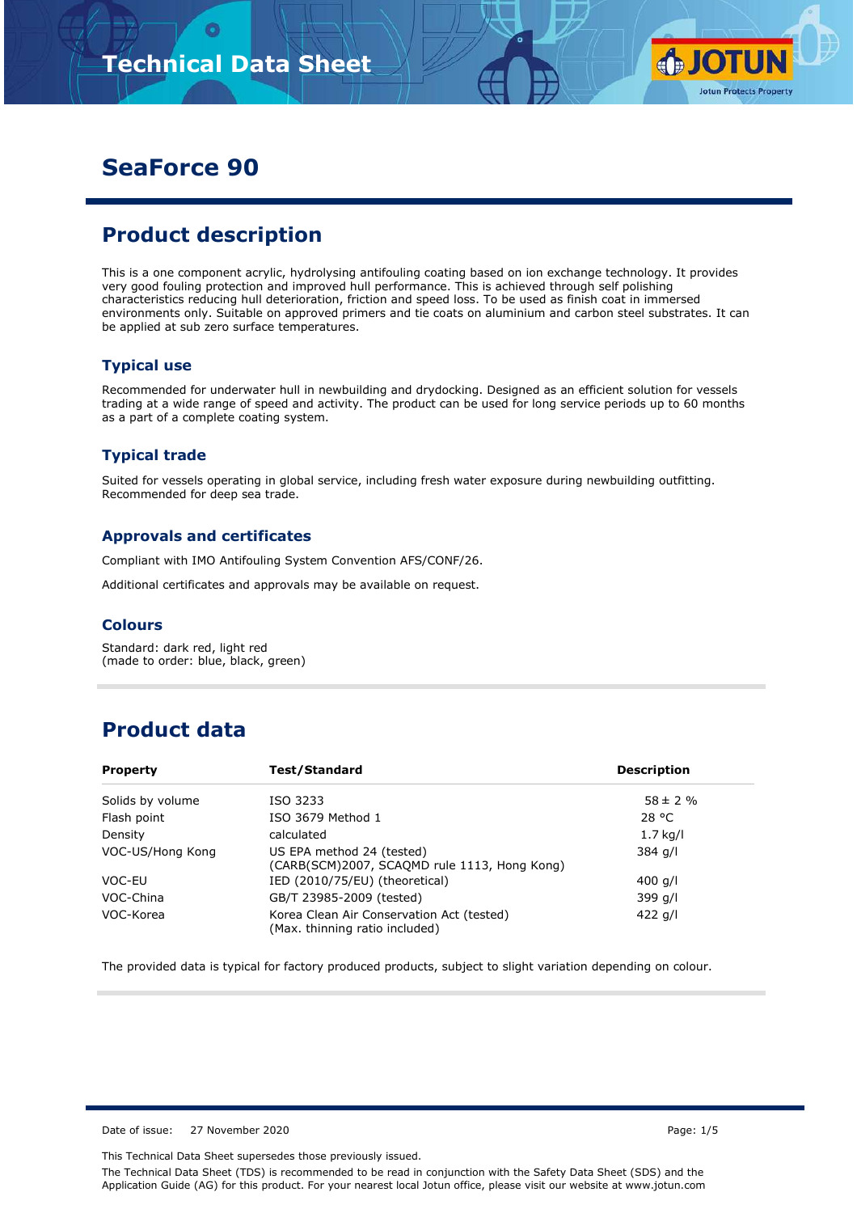# SeaForce 90

## Product description

This is a one component acrylic, hydrolysing antifouling coating based on ion exchange technology. It provides very good fouling protection and improved hull performance. This is achieved through self polishing characteristics reducing hull deterioration, friction and speed loss. To be used as finish coat in immersed environments only. Suitable on approved primers and tie coats on aluminium and carbon steel substrates. It can be applied at sub zero surface temperatures.

### Typical use

Recommended for underwater hull in newbuilding and drydocking. Designed as an efficient solution for vessels trading at a wide range of speed and activity. The product can be used for long service periods up to 60 months as a part of a complete coating system.

### Typical trade

Suited for vessels operating in global service, including fresh water exposure during newbuilding outfitting. Recommended for deep sea trade.

### Approvals and certificates

Compliant with IMO Antifouling System Convention AFS/CONF/26.

Additional certificates and approvals may be available on request.

### Colours

Standard: dark red, light red
(made to order: blue, black, green)

## Product data

| Property | Test/Standard | Description |
|---|---|---|
| Solids by volume | ISO 3233 | 58 ± 2 % |
| Flash point | ISO 3679 Method 1 | 28 °C |
| Density | calculated | 1.7 kg/l |
| VOC-US/Hong Kong | US EPA method 24 (tested) (CARB(SCM)2007, SCAQMD rule 1113, Hong Kong) | 384 g/l |
| VOC-EU | IED (2010/75/EU) (theoretical) | 400 g/l |
| VOC-China | GB/T 23985-2009 (tested) | 399 g/l |
| VOC-Korea | Korea Clean Air Conservation Act (tested) (Max. thinning ratio included) | 422 g/l |

The provided data is typical for factory produced products, subject to slight variation depending on colour.

Date of issue: 27 November 2020

This Technical Data Sheet supersedes those previously issued.

The Technical Data Sheet (TDS) is recommended to be read in conjunction with the Safety Data Sheet (SDS) and the Application Guide (AG) for this product. For your nearest local Jotun office, please visit our website at www.jotun.com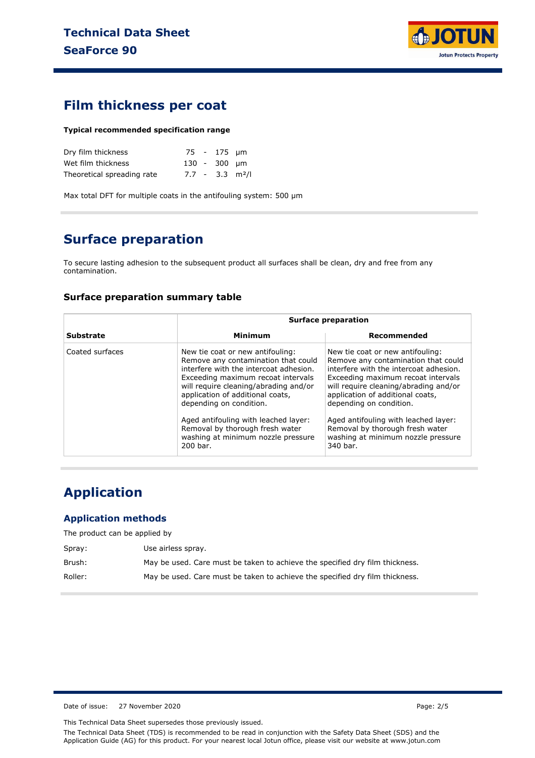## Film thickness per coat

**Typical recommended specification range**

| | | |
|---|---|---|
| Dry film thickness | 75 - 175 | µm |
| Wet film thickness | 130 - 300 | µm |
| Theoretical spreading rate | 7.7 - 3.3 | m²/l |

Max total DFT for multiple coats in the antifouling system: 500 µm

## Surface preparation

To secure lasting adhesion to the subsequent product all surfaces shall be clean, dry and free from any contamination.

### Surface preparation summary table

| | Surface preparation | |
|---|---|---|
| **Substrate** | **Minimum** | **Recommended** |
| Coated surfaces | New tie coat or new antifouling: Remove any contamination that could interfere with the intercoat adhesion. Exceeding maximum recoat intervals will require cleaning/abrading and/or application of additional coats, depending on condition.<br><br>Aged antifouling with leached layer: Removal by thorough fresh water washing at minimum nozzle pressure 200 bar. | New tie coat or new antifouling: Remove any contamination that could interfere with the intercoat adhesion. Exceeding maximum recoat intervals will require cleaning/abrading and/or application of additional coats, depending on condition.<br><br>Aged antifouling with leached layer: Removal by thorough fresh water washing at minimum nozzle pressure 340 bar. |

## Application

### Application methods

The product can be applied by

Spray: Use airless spray.

Brush: May be used. Care must be taken to achieve the specified dry film thickness.

Roller: May be used. Care must be taken to achieve the specified dry film thickness.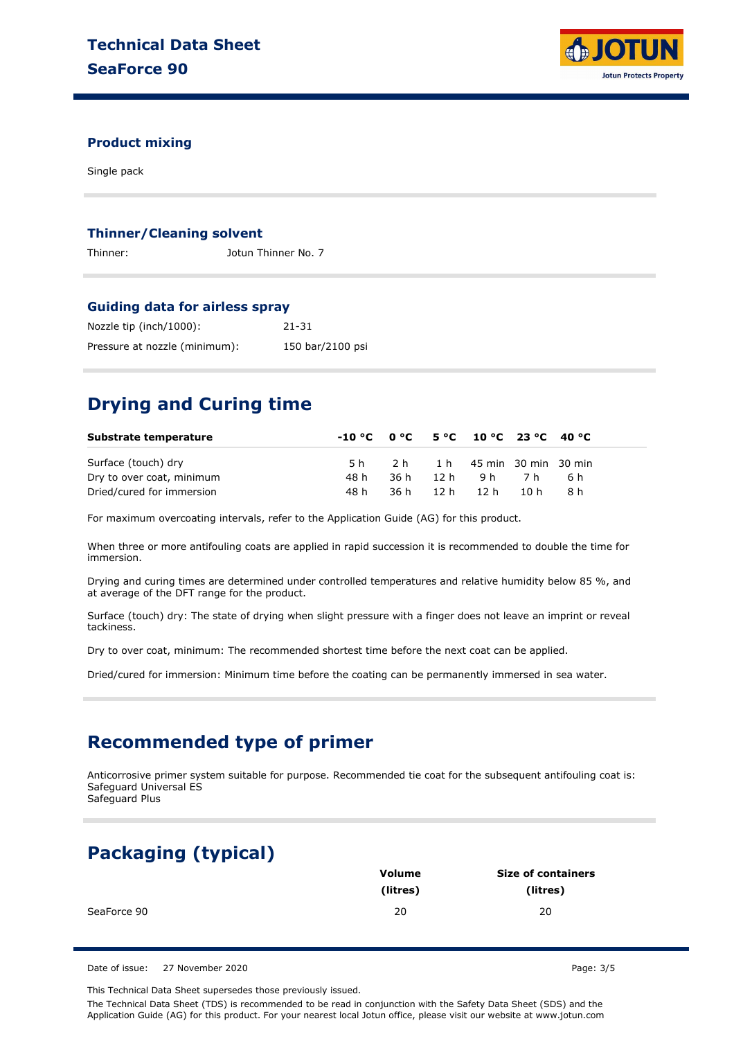### Product mixing

Single pack

### Thinner/Cleaning solvent

Thinner: Jotun Thinner No. 7

### Guiding data for airless spray

Nozzle tip (inch/1000): 21-31

Pressure at nozzle (minimum): 150 bar/2100 psi

## Drying and Curing time

| Substrate temperature | -10 °C | 0 °C | 5 °C | 10 °C | 23 °C | 40 °C |
|---|---|---|---|---|---|---|
| Surface (touch) dry | 5 h | 2 h | 1 h | 45 min | 30 min | 30 min |
| Dry to over coat, minimum | 48 h | 36 h | 12 h | 9 h | 7 h | 6 h |
| Dried/cured for immersion | 48 h | 36 h | 12 h | 12 h | 10 h | 8 h |

For maximum overcoating intervals, refer to the Application Guide (AG) for this product.

When three or more antifouling coats are applied in rapid succession it is recommended to double the time for immersion.

Drying and curing times are determined under controlled temperatures and relative humidity below 85 %, and at average of the DFT range for the product.

Surface (touch) dry: The state of drying when slight pressure with a finger does not leave an imprint or reveal tackiness.

Dry to over coat, minimum: The recommended shortest time before the next coat can be applied.

Dried/cured for immersion: Minimum time before the coating can be permanently immersed in sea water.

## Recommended type of primer

Anticorrosive primer system suitable for purpose. Recommended tie coat for the subsequent antifouling coat is:
Safeguard Universal ES
Safeguard Plus

## Packaging (typical)

| | Volume (litres) | Size of containers (litres) |
|---|---|---|
| SeaForce 90 | 20 | 20 |

Date of issue: 27 November 2020

This Technical Data Sheet supersedes those previously issued.

The Technical Data Sheet (TDS) is recommended to be read in conjunction with the Safety Data Sheet (SDS) and the Application Guide (AG) for this product. For your nearest local Jotun office, please visit our website at www.jotun.com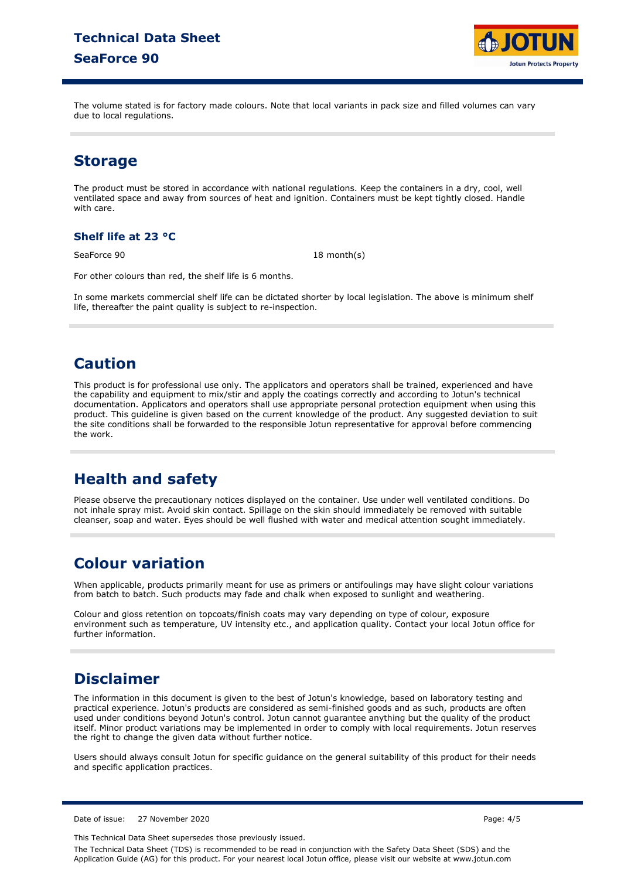The volume stated is for factory made colours. Note that local variants in pack size and filled volumes can vary due to local regulations.

## Storage

The product must be stored in accordance with national regulations. Keep the containers in a dry, cool, well ventilated space and away from sources of heat and ignition. Containers must be kept tightly closed. Handle with care.

### Shelf life at 23 °C

| | |
|---|---|
| SeaForce 90 | 18 month(s) |

For other colours than red, the shelf life is 6 months.

In some markets commercial shelf life can be dictated shorter by local legislation. The above is minimum shelf life, thereafter the paint quality is subject to re-inspection.

## Caution

This product is for professional use only. The applicators and operators shall be trained, experienced and have the capability and equipment to mix/stir and apply the coatings correctly and according to Jotun's technical documentation. Applicators and operators shall use appropriate personal protection equipment when using this product. This guideline is given based on the current knowledge of the product. Any suggested deviation to suit the site conditions shall be forwarded to the responsible Jotun representative for approval before commencing the work.

## Health and safety

Please observe the precautionary notices displayed on the container. Use under well ventilated conditions. Do not inhale spray mist. Avoid skin contact. Spillage on the skin should immediately be removed with suitable cleanser, soap and water. Eyes should be well flushed with water and medical attention sought immediately.

## Colour variation

When applicable, products primarily meant for use as primers or antifoulings may have slight colour variations from batch to batch. Such products may fade and chalk when exposed to sunlight and weathering.

Colour and gloss retention on topcoats/finish coats may vary depending on type of colour, exposure environment such as temperature, UV intensity etc., and application quality. Contact your local Jotun office for further information.

## Disclaimer

The information in this document is given to the best of Jotun's knowledge, based on laboratory testing and practical experience. Jotun's products are considered as semi-finished goods and as such, products are often used under conditions beyond Jotun's control. Jotun cannot guarantee anything but the quality of the product itself. Minor product variations may be implemented in order to comply with local requirements. Jotun reserves the right to change the given data without further notice.

Users should always consult Jotun for specific guidance on the general suitability of this product for their needs and specific application practices.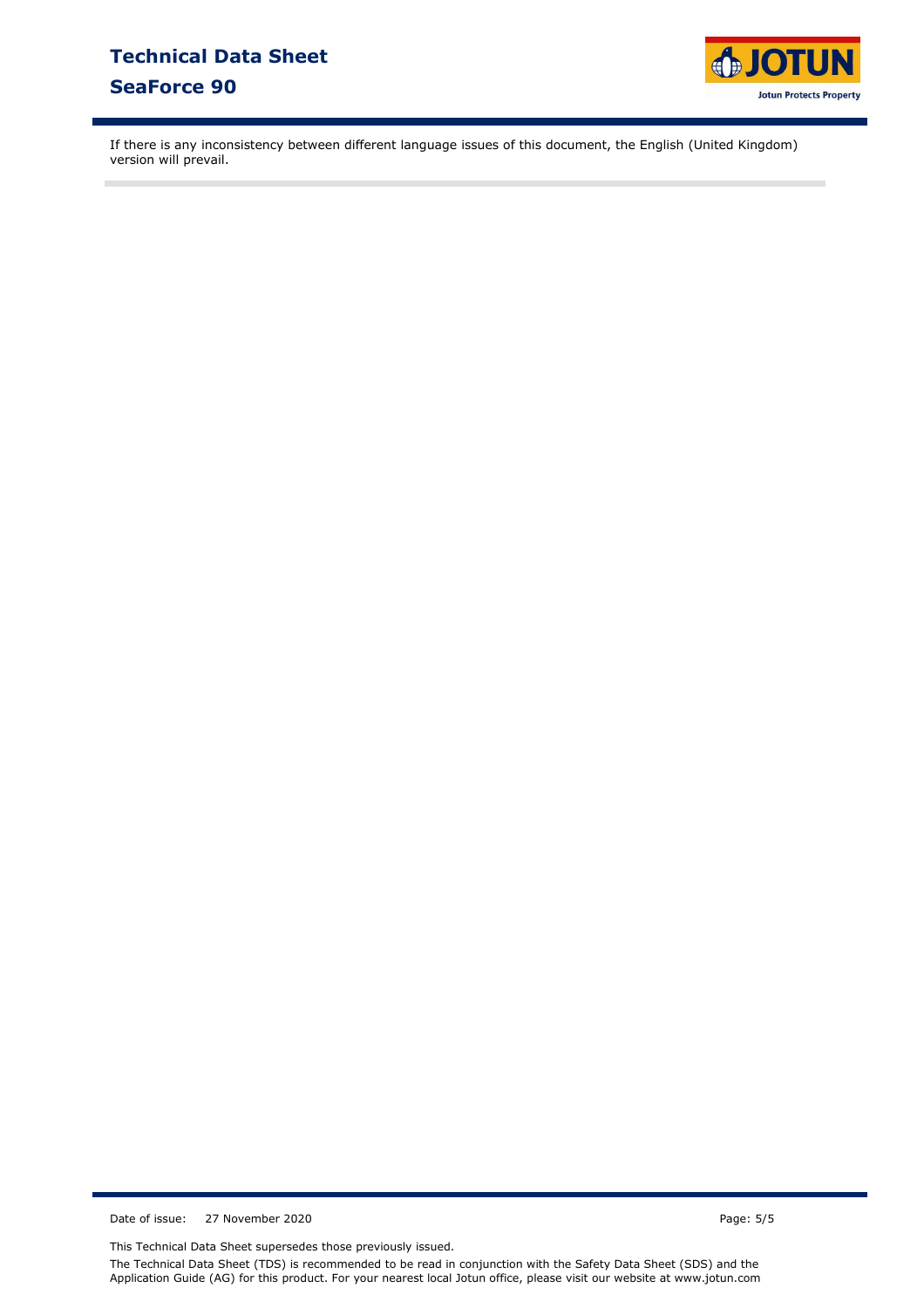If there is any inconsistency between different language issues of this document, the English (United Kingdom) version will prevail.